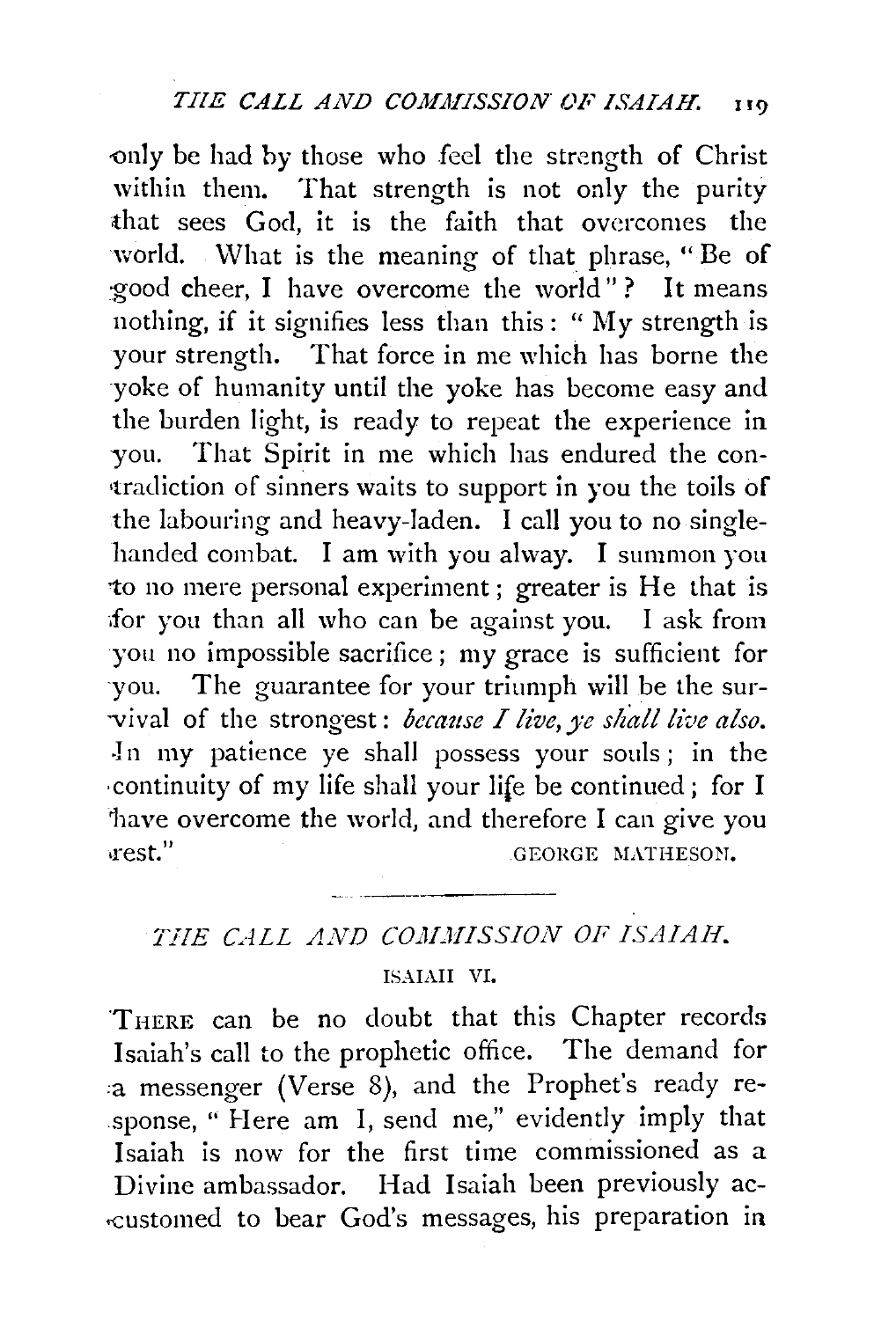only be had by those who feel the strength of Christ within them. That strength is not only the purity that sees God, it is the faith that overcomes the world. What is the meaning of that phrase, "Be of good cheer, I have overcome the world"? It means nothing, if it signifies less than this: "My strength is your strength. That force in me which has borne the yoke of humanity until the yoke has become easy and the burden light, is ready to repeat the experience in you. That Spirit in me which has endured the contradiction of sinners waits to support in you the toils of the labouring and heavy-laden. I call you to no single-handed combat. I am with you alway. I summon you to no mere personal experiment; greater is He that is for you than all who can be against you. I ask from you no impossible sacrifice; my grace is sufficient for you. The guarantee for your triumph will be the survival of the strongest: *because I live, ye shall live also.* In my patience ye shall possess your souls; in the continuity of my life shall your life be continued; for I have overcome the world, and therefore I can give you rest."

GEORGE MATHESON.

---

## *THE CALL AND COMMISSION OF ISAIAH.*

### ISAIAH VI.

THERE can be no doubt that this Chapter records Isaiah's call to the prophetic office. The demand for a messenger (Verse 8), and the Prophet's ready response, "Here am I, send me," evidently imply that Isaiah is now for the first time commissioned as a Divine ambassador. Had Isaiah been previously accustomed to bear God's messages, his preparation in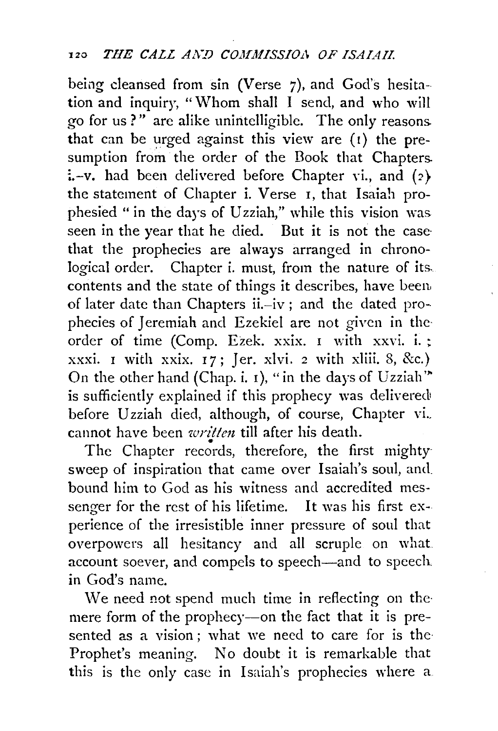being cleansed from sin (Verse 7), and God's hesitation and inquiry, "Whom shall I send, and who will go for us?" are alike unintelligible. The only reasons that can be urged against this view are (1) the presumption from the order of the Book that Chapters i.–v. had been delivered before Chapter vi., and (2) the statement of Chapter i. Verse 1, that Isaiah prophesied "in the days of Uzziah," while this vision was seen in the year that he died. But it is not the case that the prophecies are always arranged in chronological order. Chapter i. must, from the nature of its contents and the state of things it describes, have been of later date than Chapters ii.–iv; and the dated prophecies of Jeremiah and Ezekiel are not given in the order of time (Comp. Ezek. xxix. 1 with xxvi. i.; xxxi. 1 with xxix. 17; Jer. xlvi. 2 with xliii. 8, &c.) On the other hand (Chap. i. 1), "in the days of Uzziah" is sufficiently explained if this prophecy was delivered before Uzziah died, although, of course, Chapter vi. cannot have been *written* till after his death.

The Chapter records, therefore, the first mighty sweep of inspiration that came over Isaiah's soul, and bound him to God as his witness and accredited messenger for the rest of his lifetime. It was his first experience of the irresistible inner pressure of soul that overpowers all hesitancy and all scruple on what account soever, and compels to speech—and to speech in God's name.

We need not spend much time in reflecting on the mere form of the prophecy—on the fact that it is presented as a vision; what we need to care for is the Prophet's meaning. No doubt it is remarkable that this is the only case in Isaiah's prophecies where a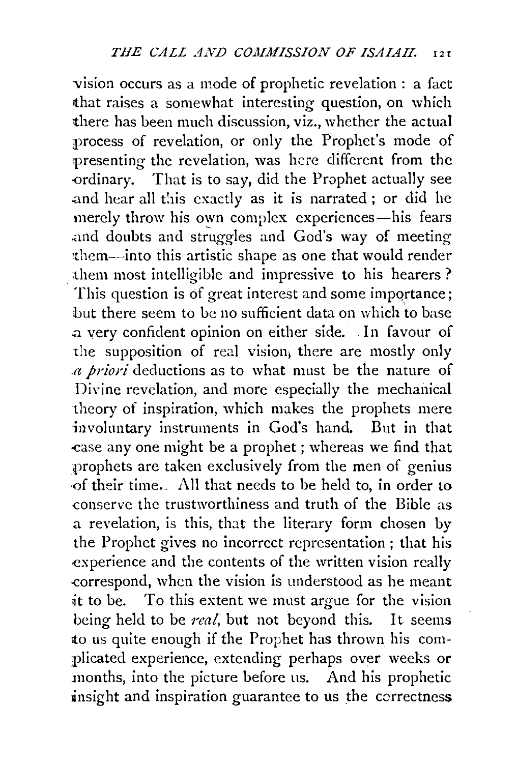vision occurs as a mode of prophetic revelation : a fact that raises a somewhat interesting question, on which there has been much discussion, viz., whether the actual process of revelation, or only the Prophet's mode of presenting the revelation, was here different from the ordinary. That is to say, did the Prophet actually see and hear all this exactly as it is narrated ; or did he merely throw his own complex experiences—his fears and doubts and struggles and God's way of meeting them—into this artistic shape as one that would render them most intelligible and impressive to his hearers ? This question is of great interest and some importance ; but there seem to be no sufficient data on which to base a very confident opinion on either side. In favour of the supposition of real vision, there are mostly only *a priori* deductions as to what must be the nature of Divine revelation, and more especially the mechanical theory of inspiration, which makes the prophets mere involuntary instruments in God's hand. But in that case any one might be a prophet ; whereas we find that prophets are taken exclusively from the men of genius of their time. All that needs to be held to, in order to conserve the trustworthiness and truth of the Bible as a revelation, is this, that the literary form chosen by the Prophet gives no incorrect representation ; that his experience and the contents of the written vision really correspond, when the vision is understood as he meant it to be. To this extent we must argue for the vision being held to be *real*, but not beyond this. It seems to us quite enough if the Prophet has thrown his complicated experience, extending perhaps over weeks or months, into the picture before us. And his prophetic insight and inspiration guarantee to us the correctness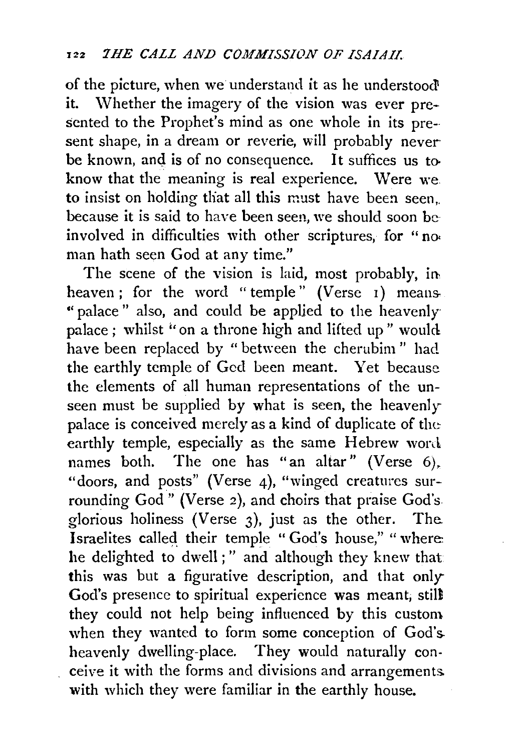of the picture, when we understand it as he understood it. Whether the imagery of the vision was ever presented to the Prophet's mind as one whole in its present shape, in a dream or reverie, will probably never be known, and is of no consequence. It suffices us to know that the meaning is real experience. Were we to insist on holding that all this must have been seen, because it is said to have been seen, we should soon be involved in difficulties with other scriptures, for "no man hath seen God at any time."

The scene of the vision is laid, most probably, in heaven; for the word "temple" (Verse 1) means "palace" also, and could be applied to the heavenly palace; whilst "on a throne high and lifted up" would have been replaced by "between the cherubim" had the earthly temple of God been meant. Yet because the elements of all human representations of the unseen must be supplied by what is seen, the heavenly palace is conceived merely as a kind of duplicate of the earthly temple, especially as the same Hebrew word names both. The one has "an altar" (Verse 6), "doors, and posts" (Verse 4), "winged creatures surrounding God" (Verse 2), and choirs that praise God's glorious holiness (Verse 3), just as the other. The Israelites called their temple "God's house," "where he delighted to dwell;" and although they knew that this was but a figurative description, and that only God's presence to spiritual experience was meant, still they could not help being influenced by this custom when they wanted to form some conception of God's heavenly dwelling-place. They would naturally conceive it with the forms and divisions and arrangements with which they were familiar in the earthly house.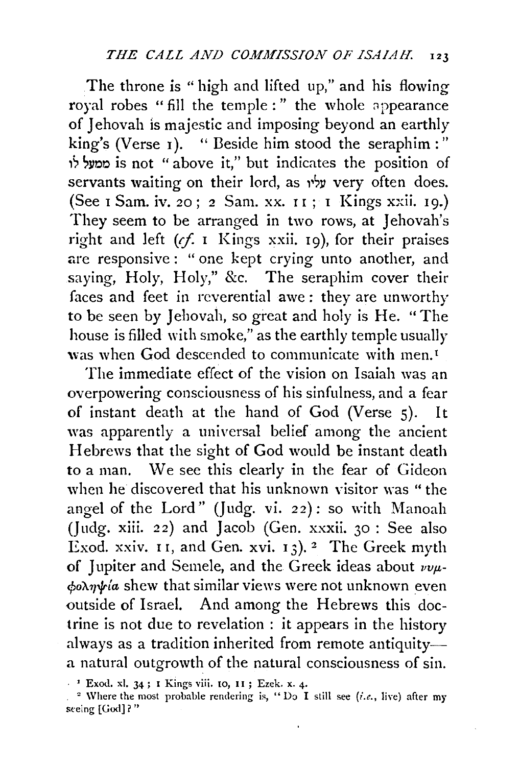The throne is "high and lifted up," and his flowing royal robes "fill the temple:" the whole appearance of Jehovah is majestic and imposing beyond an earthly king's (Verse 1). "Beside him stood the seraphim:" ממעל לו is not "above it," but indicates the position of servants waiting on their lord, as עלי very often does. (See 1 Sam. iv. 20; 2 Sam. xx. 11; 1 Kings xxii. 19.) They seem to be arranged in two rows, at Jehovah's right and left (*cf.* 1 Kings xxii. 19), for their praises are responsive: "one kept crying unto another, and saying, Holy, Holy," &c. The seraphim cover their faces and feet in reverential awe: they are unworthy to be seen by Jehovah, so great and holy is He. "The house is filled with smoke," as the earthly temple usually was when God descended to communicate with men.[1]

The immediate effect of the vision on Isaiah was an overpowering consciousness of his sinfulness, and a fear of instant death at the hand of God (Verse 5). It was apparently a universal belief among the ancient Hebrews that the sight of God would be instant death to a man. We see this clearly in the fear of Gideon when he discovered that his unknown visitor was "the angel of the Lord" (Judg. vi. 22): so with Manoah (Judg. xiii. 22) and Jacob (Gen. xxxii. 30: See also Exod. xxiv. 11, and Gen. xvi. 13).[2] The Greek myth of Jupiter and Semele, and the Greek ideas about νυμφοληψία shew that similar views were not unknown even outside of Israel. And among the Hebrews this doctrine is not due to revelation: it appears in the history always as a tradition inherited from remote antiquity—a natural outgrowth of the natural consciousness of sin.

[1] Exod. xl. 34; 1 Kings viii. 10, 11; Ezek. x. 4.

[2] Where the most probable rendering is, "Do I still see (*i.e.*, live) after my seeing [God]?"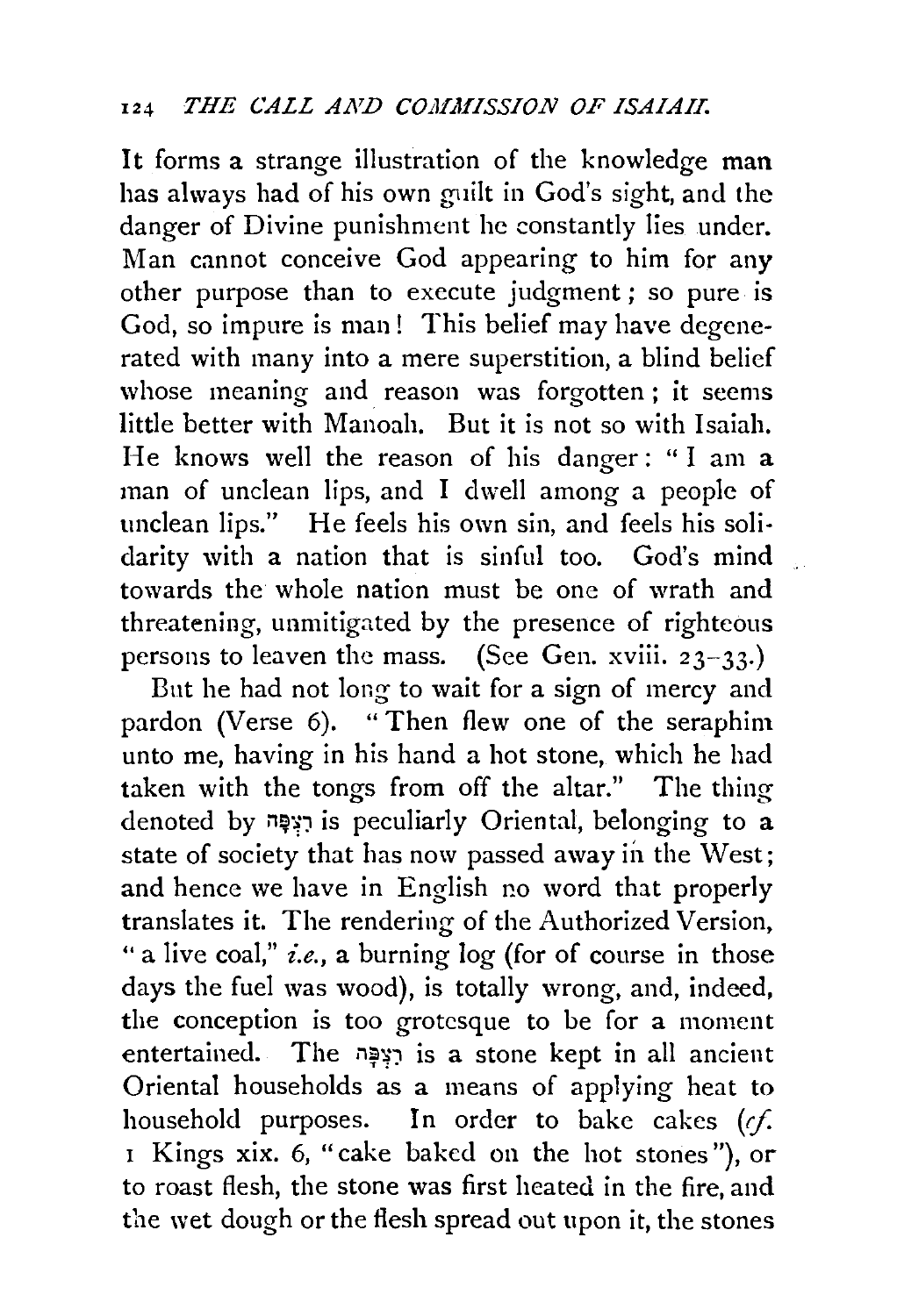It forms a strange illustration of the knowledge man has always had of his own guilt in God's sight, and the danger of Divine punishment he constantly lies under. Man cannot conceive God appearing to him for any other purpose than to execute judgment; so pure is God, so impure is man! This belief may have degenerated with many into a mere superstition, a blind belief whose meaning and reason was forgotten; it seems little better with Manoah. But it is not so with Isaiah. He knows well the reason of his danger: "I am a man of unclean lips, and I dwell among a people of unclean lips." He feels his own sin, and feels his solidarity with a nation that is sinful too. God's mind towards the whole nation must be one of wrath and threatening, unmitigated by the presence of righteous persons to leaven the mass. (See Gen. xviii. 23-33.)

But he had not long to wait for a sign of mercy and pardon (Verse 6). "Then flew one of the seraphim unto me, having in his hand a hot stone, which he had taken with the tongs from off the altar." The thing denoted by רִצְפָּה is peculiarly Oriental, belonging to a state of society that has now passed away in the West; and hence we have in English no word that properly translates it. The rendering of the Authorized Version, "a live coal," *i.e.*, a burning log (for of course in those days the fuel was wood), is totally wrong, and, indeed, the conception is too grotesque to be for a moment entertained. The רִצְפָּה is a stone kept in all ancient Oriental households as a means of applying heat to household purposes. In order to bake cakes (*cf.* 1 Kings xix. 6, "cake baked on the hot stones"), or to roast flesh, the stone was first heated in the fire, and the wet dough or the flesh spread out upon it, the stones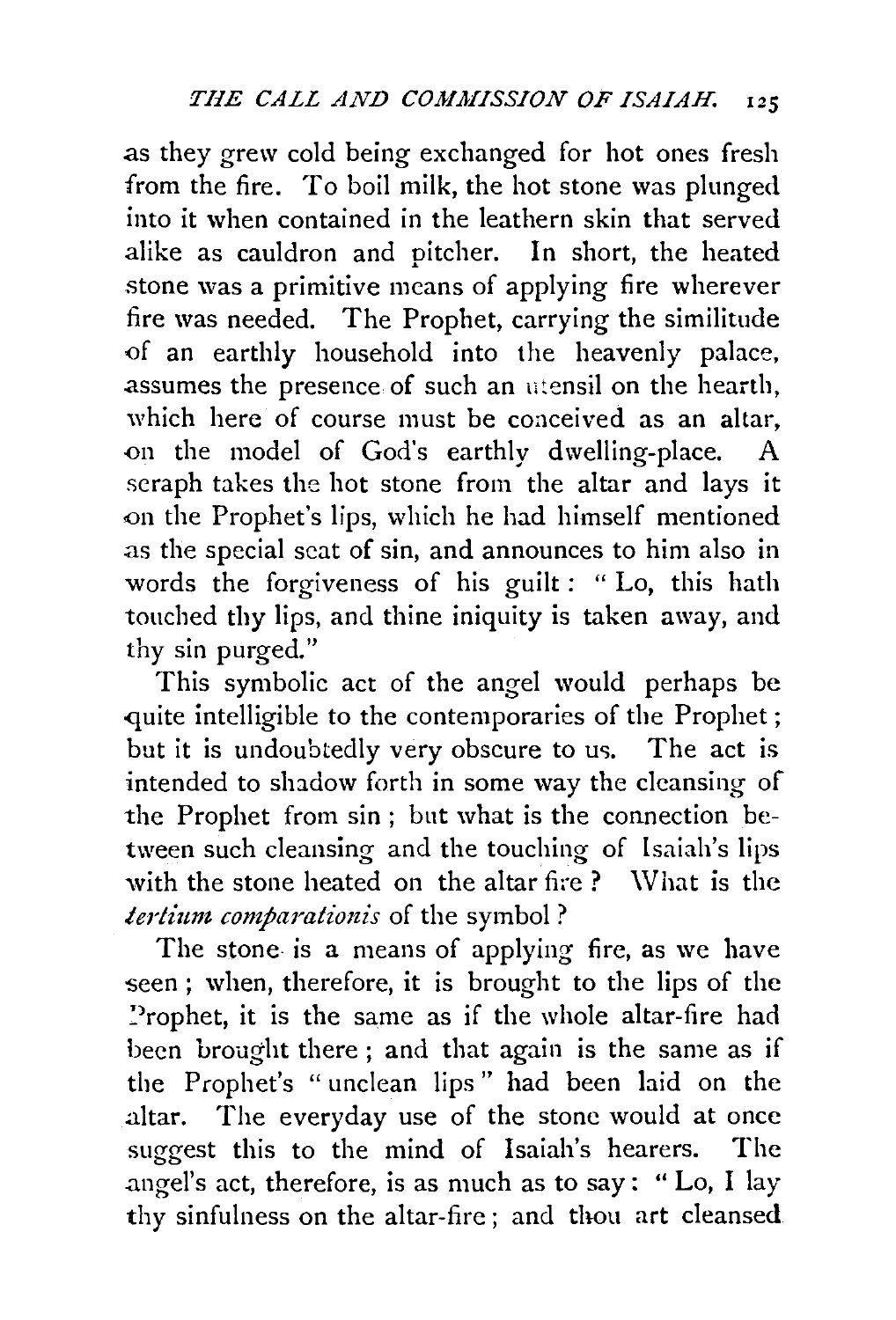as they grew cold being exchanged for hot ones fresh from the fire. To boil milk, the hot stone was plunged into it when contained in the leathern skin that served alike as cauldron and pitcher. In short, the heated stone was a primitive means of applying fire wherever fire was needed. The Prophet, carrying the similitude of an earthly household into the heavenly palace, assumes the presence of such an utensil on the hearth, which here of course must be conceived as an altar, on the model of God's earthly dwelling-place. A seraph takes the hot stone from the altar and lays it on the Prophet's lips, which he had himself mentioned as the special seat of sin, and announces to him also in words the forgiveness of his guilt: "Lo, this hath touched thy lips, and thine iniquity is taken away, and thy sin purged."

This symbolic act of the angel would perhaps be quite intelligible to the contemporaries of the Prophet; but it is undoubtedly very obscure to us. The act is intended to shadow forth in some way the cleansing of the Prophet from sin; but what is the connection between such cleansing and the touching of Isaiah's lips with the stone heated on the altar fire? What is the *tertium comparationis* of the symbol?

The stone is a means of applying fire, as we have seen; when, therefore, it is brought to the lips of the Prophet, it is the same as if the whole altar-fire had been brought there; and that again is the same as if the Prophet's "unclean lips" had been laid on the altar. The everyday use of the stone would at once suggest this to the mind of Isaiah's hearers. The angel's act, therefore, is as much as to say: "Lo, I lay thy sinfulness on the altar-fire; and thou art cleansed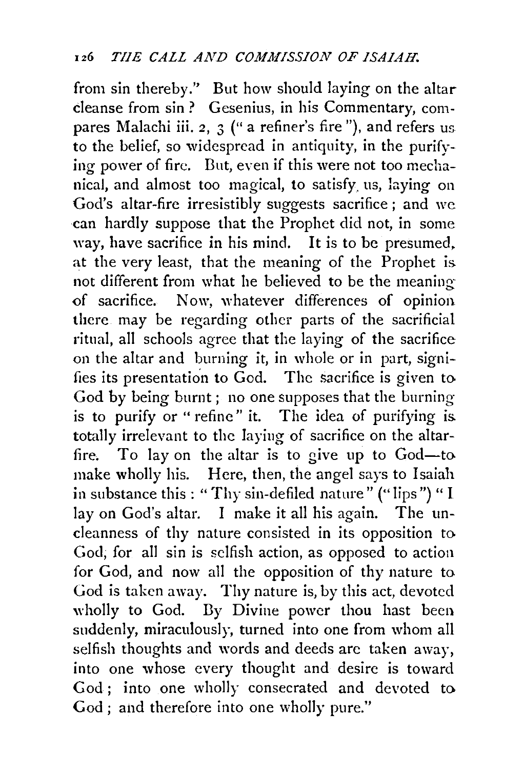from sin thereby." But how should laying on the altar cleanse from sin? Gesenius, in his Commentary, compares Malachi iii. 2, 3 ("a refiner's fire"), and refers us to the belief, so widespread in antiquity, in the purifying power of fire. But, even if this were not too mechanical, and almost too magical, to satisfy us, laying on God's altar-fire irresistibly suggests sacrifice; and we can hardly suppose that the Prophet did not, in some way, have sacrifice in his mind. It is to be presumed, at the very least, that the meaning of the Prophet is not different from what he believed to be the meaning of sacrifice. Now, whatever differences of opinion there may be regarding other parts of the sacrificial ritual, all schools agree that the laying of the sacrifice on the altar and burning it, in whole or in part, signifies its presentation to God. The sacrifice is given to God by being burnt; no one supposes that the burning is to purify or "refine" it. The idea of purifying is totally irrelevant to the laying of sacrifice on the altar-fire. To lay on the altar is to give up to God—to make wholly his. Here, then, the angel says to Isaiah in substance this: "Thy sin-defiled nature" ("lips") "I lay on God's altar. I make it all his again. The uncleanness of thy nature consisted in its opposition to God, for all sin is selfish action, as opposed to action for God, and now all the opposition of thy nature to God is taken away. Thy nature is, by this act, devoted wholly to God. By Divine power thou hast been suddenly, miraculously, turned into one from whom all selfish thoughts and words and deeds are taken away, into one whose every thought and desire is toward God; into one wholly consecrated and devoted to God; and therefore into one wholly pure."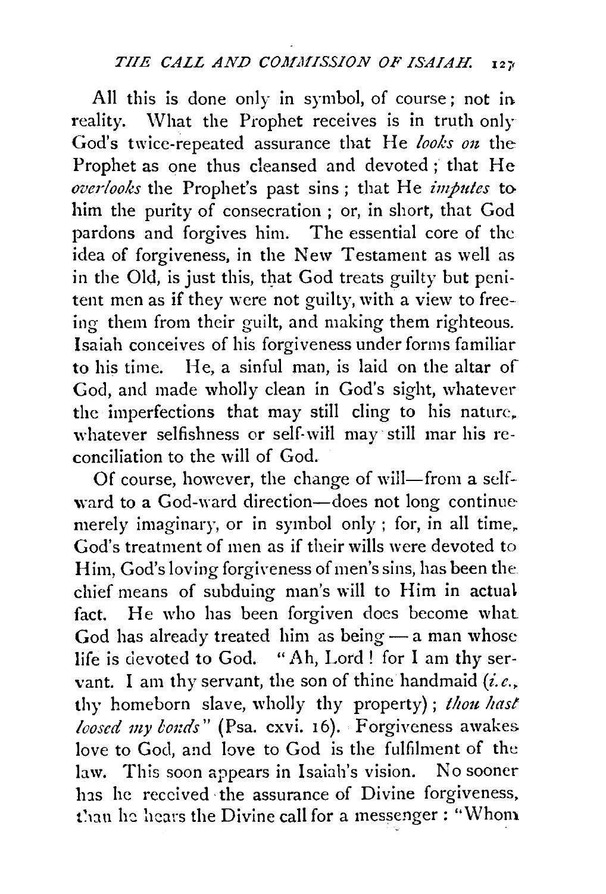All this is done only in symbol, of course; not in reality. What the Prophet receives is in truth only God's twice-repeated assurance that He *looks on* the Prophet as one thus cleansed and devoted; that He *overlooks* the Prophet's past sins; that He *imputes* to him the purity of consecration; or, in short, that God pardons and forgives him. The essential core of the idea of forgiveness, in the New Testament as well as in the Old, is just this, that God treats guilty but penitent men as if they were not guilty, with a view to freeing them from their guilt, and making them righteous. Isaiah conceives of his forgiveness under forms familiar to his time. He, a sinful man, is laid on the altar of God, and made wholly clean in God's sight, whatever the imperfections that may still cling to his nature, whatever selfishness or self-will may still mar his reconciliation to the will of God.

Of course, however, the change of will—from a selfward to a God-ward direction—does not long continue merely imaginary, or in symbol only; for, in all time, God's treatment of men as if their wills were devoted to Him, God's loving forgiveness of men's sins, has been the chief means of subduing man's will to Him in actual fact. He who has been forgiven does become what God has already treated him as being — a man whose life is devoted to God. "Ah, Lord! for I am thy servant. I am thy servant, the son of thine handmaid (*i.e.*, thy homeborn slave, wholly thy property); *thou hast loosed my bonds*" (Psa. cxvi. 16). Forgiveness awakes love to God, and love to God is the fulfilment of the law. This soon appears in Isaiah's vision. No sooner has he received the assurance of Divine forgiveness, than he hears the Divine call for a messenger: "Whom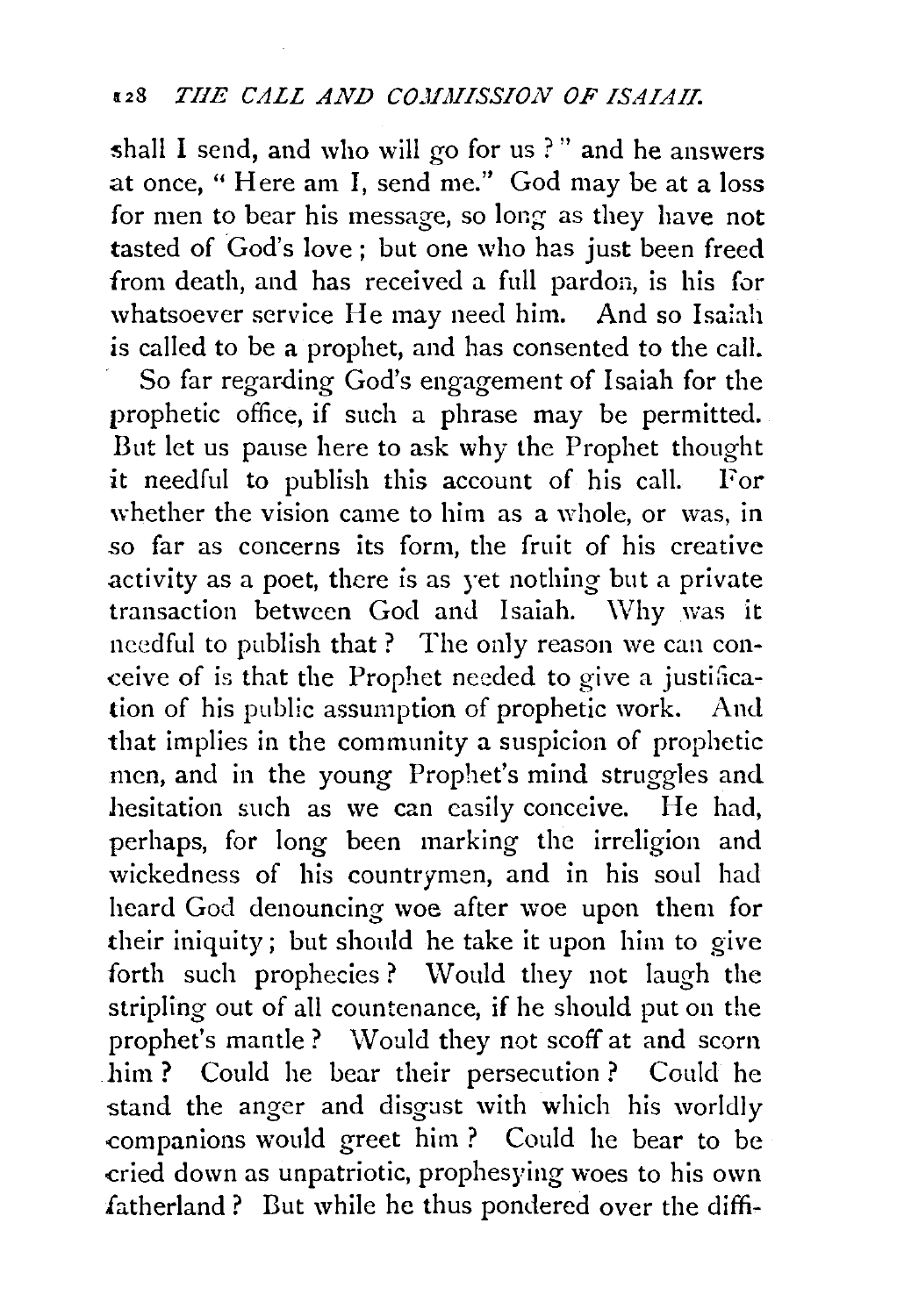shall I send, and who will go for us ?" and he answers at once, " Here am I, send me." God may be at a loss for men to bear his message, so long as they have not tasted of God's love ; but one who has just been freed from death, and has received a full pardon, is his for whatsoever service He may need him. And so Isaiah is called to be a prophet, and has consented to the call.

So far regarding God's engagement of Isaiah for the prophetic office, if such a phrase may be permitted. But let us pause here to ask why the Prophet thought it needful to publish this account of his call. For whether the vision came to him as a whole, or was, in so far as concerns its form, the fruit of his creative activity as a poet, there is as yet nothing but a private transaction between God and Isaiah. Why was it needful to publish that ? The only reason we can conceive of is that the Prophet needed to give a justification of his public assumption of prophetic work. And that implies in the community a suspicion of prophetic men, and in the young Prophet's mind struggles and hesitation such as we can easily conceive. He had, perhaps, for long been marking the irreligion and wickedness of his countrymen, and in his soul had heard God denouncing woe after woe upon them for their iniquity ; but should he take it upon him to give forth such prophecies ? Would they not laugh the stripling out of all countenance, if he should put on the prophet's mantle ? Would they not scoff at and scorn him ? Could he bear their persecution ? Could he stand the anger and disgust with which his worldly companions would greet him ? Could he bear to be cried down as unpatriotic, prophesying woes to his own fatherland ? But while he thus pondered over the diffi-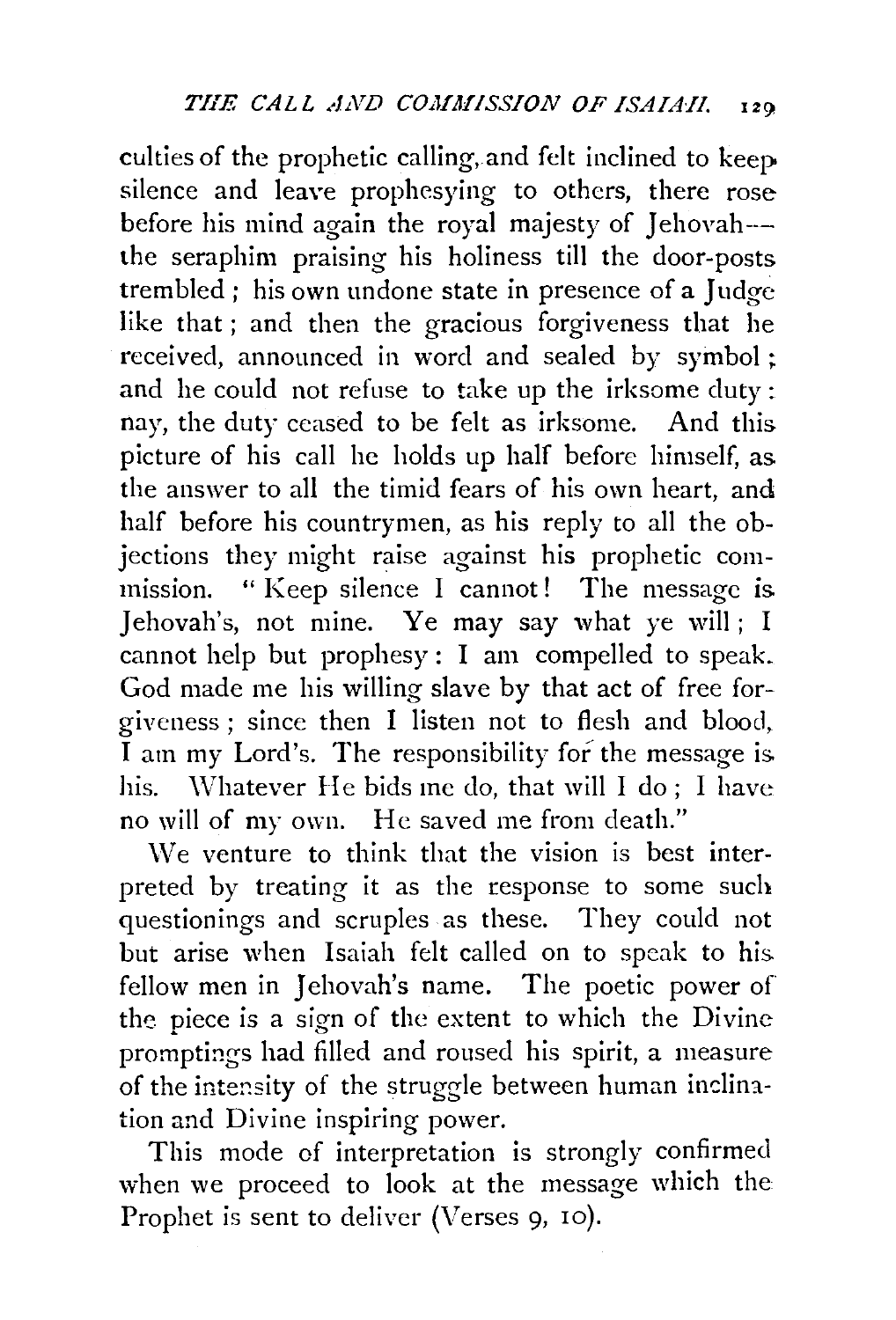culties of the prophetic calling, and felt inclined to keep silence and leave prophesying to others, there rose before his mind again the royal majesty of Jehovah—the seraphim praising his holiness till the door-posts trembled; his own undone state in presence of a Judge like that; and then the gracious forgiveness that he received, announced in word and sealed by symbol; and he could not refuse to take up the irksome duty: nay, the duty ceased to be felt as irksome. And this picture of his call he holds up half before himself, as the answer to all the timid fears of his own heart, and half before his countrymen, as his reply to all the objections they might raise against his prophetic commission. "Keep silence I cannot! The message is Jehovah's, not mine. Ye may say what ye will; I cannot help but prophesy: I am compelled to speak. God made me his willing slave by that act of free forgiveness; since then I listen not to flesh and blood, I am my Lord's. The responsibility for the message is his. Whatever He bids me do, that will I do; I have no will of my own. He saved me from death."

We venture to think that the vision is best interpreted by treating it as the response to some such questionings and scruples as these. They could not but arise when Isaiah felt called on to speak to his fellow men in Jehovah's name. The poetic power of the piece is a sign of the extent to which the Divine promptings had filled and roused his spirit, a measure of the intensity of the struggle between human inclination and Divine inspiring power.

This mode of interpretation is strongly confirmed when we proceed to look at the message which the Prophet is sent to deliver (Verses 9, 10).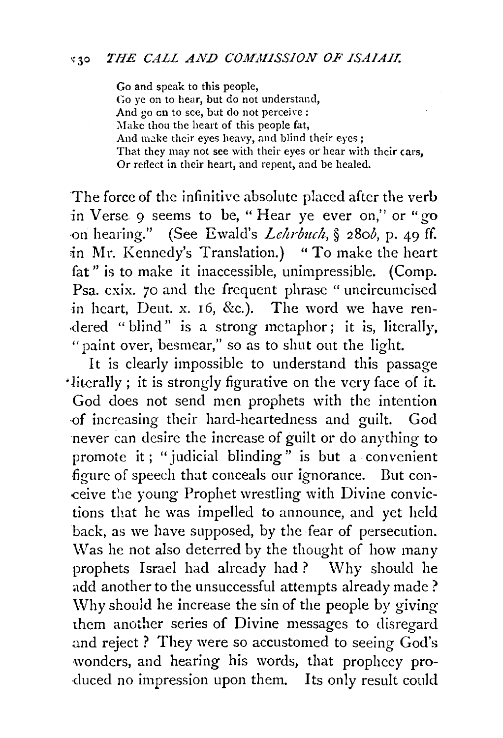Go and speak to this people,
Go ye on to hear, but do not understand,
And go on to see, but do not perceive:
Make thou the heart of this people fat,
And make their eyes heavy, and blind their eyes;
That they may not see with their eyes or hear with their ears,
Or reflect in their heart, and repent, and be healed.

The force of the infinitive absolute placed after the verb in Verse 9 seems to be, "Hear ye ever on," or "go on hearing." (See Ewald's *Lehrbuch*, § 280*b*, p. 49 ff. in Mr. Kennedy's Translation.) "To make the heart fat" is to make it inaccessible, unimpressible. (Comp. Psa. cxix. 70 and the frequent phrase "uncircumcised in heart, Deut. x. 16, &c.). The word we have rendered "blind" is a strong metaphor; it is, literally, "paint over, besmear," so as to shut out the light.

It is clearly impossible to understand this passage literally; it is strongly figurative on the very face of it. God does not send men prophets with the intention of increasing their hard-heartedness and guilt. God never can desire the increase of guilt or do anything to promote it; "judicial blinding" is but a convenient figure of speech that conceals our ignorance. But conceive the young Prophet wrestling with Divine convictions that he was impelled to announce, and yet held back, as we have supposed, by the fear of persecution. Was he not also deterred by the thought of how many prophets Israel had already had? Why should he add another to the unsuccessful attempts already made? Why should he increase the sin of the people by giving them another series of Divine messages to disregard and reject? They were so accustomed to seeing God's wonders, and hearing his words, that prophecy produced no impression upon them. Its only result could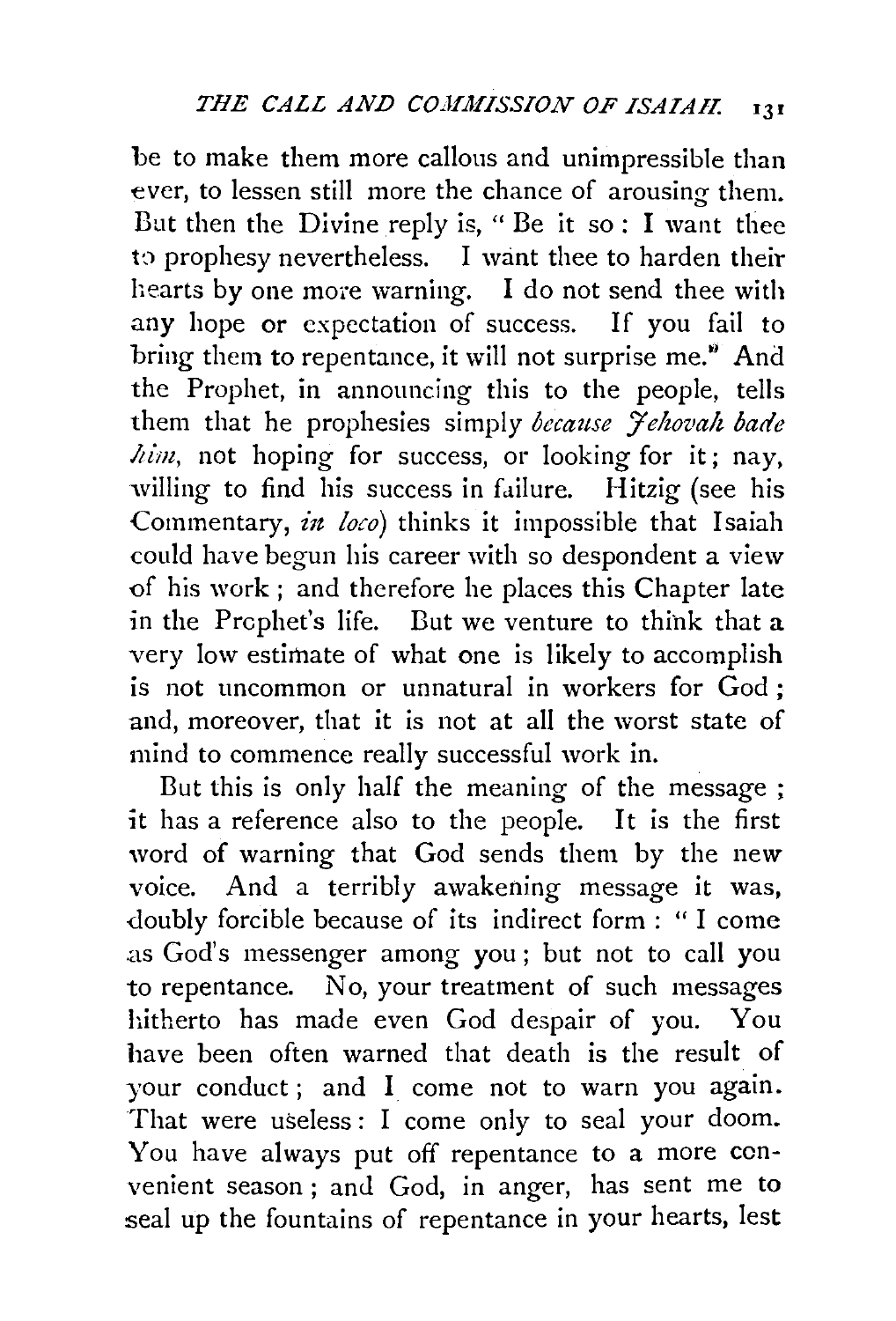be to make them more callous and unimpressible than ever, to lessen still more the chance of arousing them. But then the Divine reply is, "Be it so: I want thee to prophesy nevertheless. I want thee to harden their hearts by one more warning. I do not send thee with any hope or expectation of success. If you fail to bring them to repentance, it will not surprise me." And the Prophet, in announcing this to the people, tells them that he prophesies simply *because Jehovah bade him*, not hoping for success, or looking for it; nay, willing to find his success in failure. Hitzig (see his Commentary, *in loco*) thinks it impossible that Isaiah could have begun his career with so despondent a view of his work; and therefore he places this Chapter late in the Prophet's life. But we venture to think that a very low estimate of what one is likely to accomplish is not uncommon or unnatural in workers for God; and, moreover, that it is not at all the worst state of mind to commence really successful work in.

But this is only half the meaning of the message; it has a reference also to the people. It is the first word of warning that God sends them by the new voice. And a terribly awakening message it was, doubly forcible because of its indirect form: "I come as God's messenger among you; but not to call you to repentance. No, your treatment of such messages hitherto has made even God despair of you. You have been often warned that death is the result of your conduct; and I come not to warn you again. That were useless: I come only to seal your doom. You have always put off repentance to a more convenient season; and God, in anger, has sent me to seal up the fountains of repentance in your hearts, lest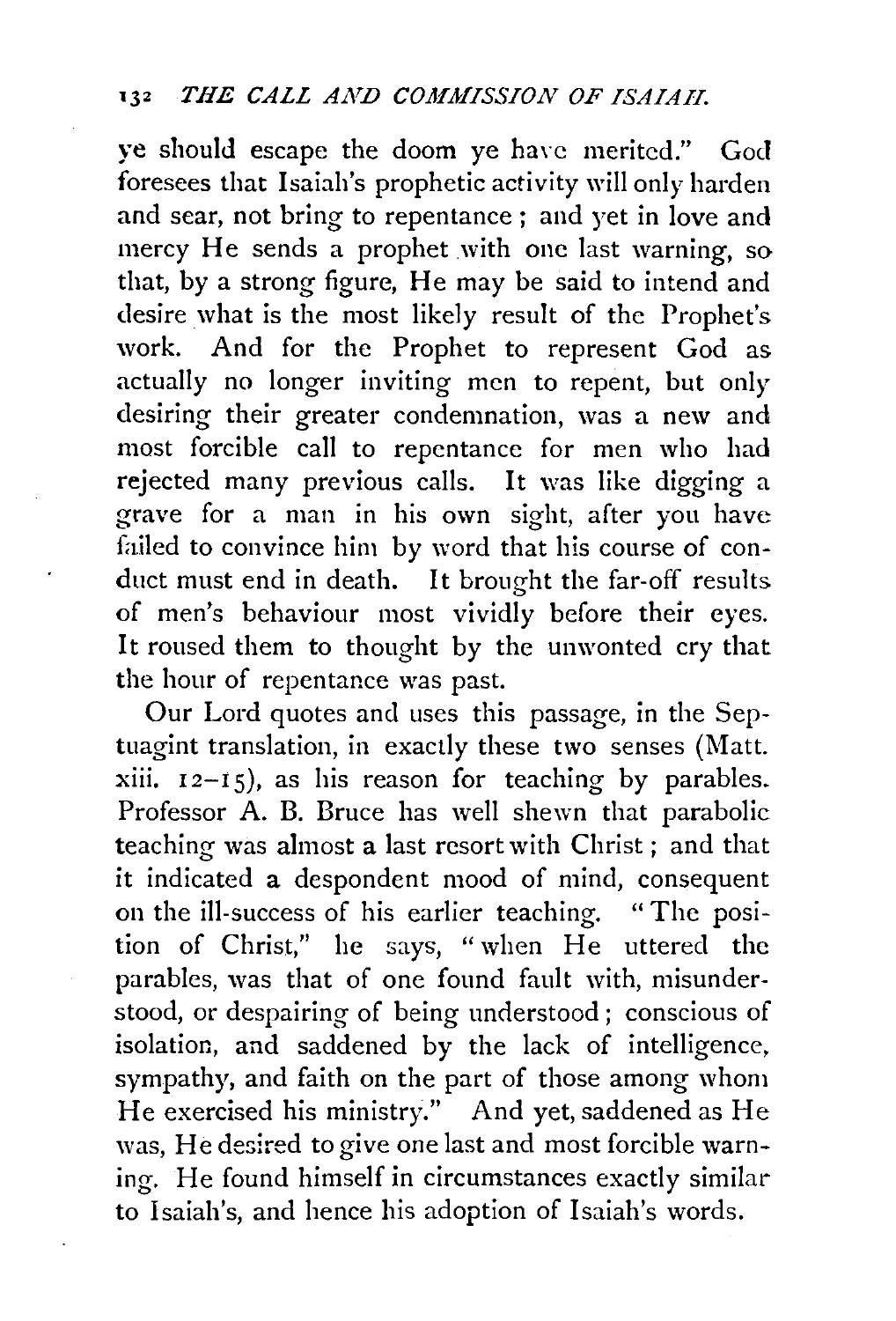ye should escape the doom ye have merited." God foresees that Isaiah's prophetic activity will only harden and sear, not bring to repentance; and yet in love and mercy He sends a prophet with one last warning, so that, by a strong figure, He may be said to intend and desire what is the most likely result of the Prophet's work. And for the Prophet to represent God as actually no longer inviting men to repent, but only desiring their greater condemnation, was a new and most forcible call to repentance for men who had rejected many previous calls. It was like digging a grave for a man in his own sight, after you have failed to convince him by word that his course of conduct must end in death. It brought the far-off results of men's behaviour most vividly before their eyes. It roused them to thought by the unwonted cry that the hour of repentance was past.

Our Lord quotes and uses this passage, in the Septuagint translation, in exactly these two senses (Matt. xiii. 12–15), as his reason for teaching by parables. Professor A. B. Bruce has well shewn that parabolic teaching was almost a last resort with Christ; and that it indicated a despondent mood of mind, consequent on the ill-success of his earlier teaching. "The position of Christ," he says, "when He uttered the parables, was that of one found fault with, misunderstood, or despairing of being understood; conscious of isolation, and saddened by the lack of intelligence, sympathy, and faith on the part of those among whom He exercised his ministry." And yet, saddened as He was, He desired to give one last and most forcible warning. He found himself in circumstances exactly similar to Isaiah's, and hence his adoption of Isaiah's words.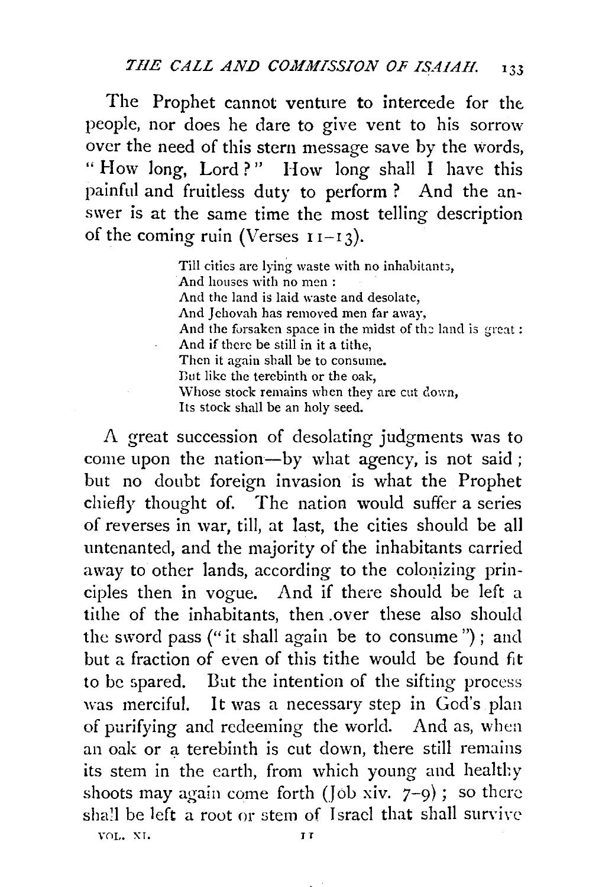The Prophet cannot venture to intercede for the people, nor does he dare to give vent to his sorrow over the need of this stern message save by the words, "How long, Lord?" How long shall I have this painful and fruitless duty to perform? And the answer is at the same time the most telling description of the coming ruin (Verses 11–13).

> Till cities are lying waste with no inhabitants,
> And houses with no men:
> And the land is laid waste and desolate,
> And Jehovah has removed men far away,
> And the forsaken space in the midst of the land is great:
> And if there be still in it a tithe,
> Then it again shall be to consume.
> But like the terebinth or the oak,
> Whose stock remains when they are cut down,
> Its stock shall be an holy seed.

A great succession of desolating judgments was to come upon the nation—by what agency, is not said; but no doubt foreign invasion is what the Prophet chiefly thought of. The nation would suffer a series of reverses in war, till, at last, the cities should be all untenanted, and the majority of the inhabitants carried away to other lands, according to the colonizing principles then in vogue. And if there should be left a tithe of the inhabitants, then over these also should the sword pass ("it shall again be to consume"); and but a fraction of even of this tithe would be found fit to be spared. But the intention of the sifting process was merciful. It was a necessary step in God's plan of purifying and redeeming the world. And as, when an oak or a terebinth is cut down, there still remains its stem in the earth, from which young and healthy shoots may again come forth (Job xiv. 7–9); so there shall be left a root or stem of Israel that shall survive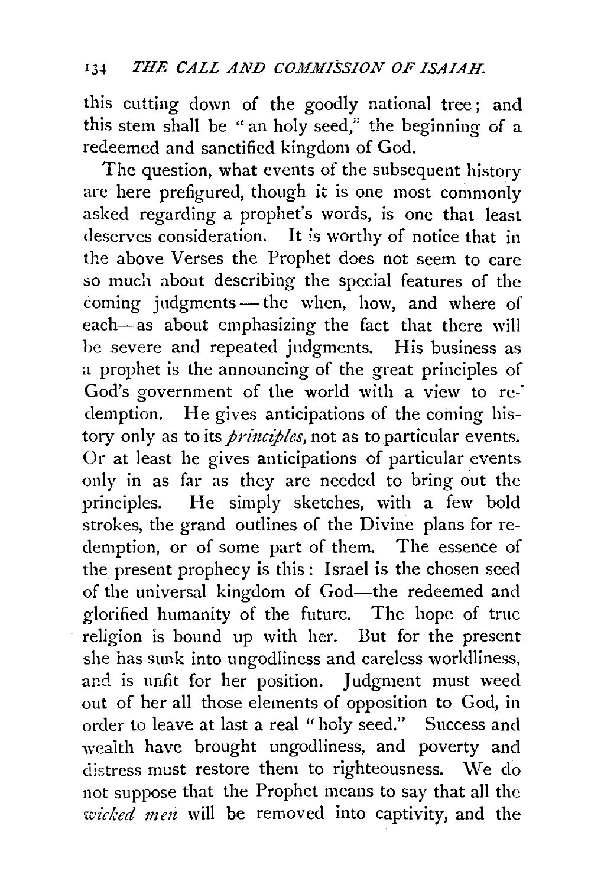this cutting down of the goodly national tree; and this stem shall be "an holy seed," the beginning of a redeemed and sanctified kingdom of God.

The question, what events of the subsequent history are here prefigured, though it is one most commonly asked regarding a prophet's words, is one that least deserves consideration. It is worthy of notice that in the above Verses the Prophet does not seem to care so much about describing the special features of the coming judgments—the when, how, and where of each—as about emphasizing the fact that there will be severe and repeated judgments. His business as a prophet is the announcing of the great principles of God's government of the world with a view to redemption. He gives anticipations of the coming history only as to its *principles*, not as to particular events. Or at least he gives anticipations of particular events only in as far as they are needed to bring out the principles. He simply sketches, with a few bold strokes, the grand outlines of the Divine plans for redemption, or of some part of them. The essence of the present prophecy is this: Israel is the chosen seed of the universal kingdom of God—the redeemed and glorified humanity of the future. The hope of true religion is bound up with her. But for the present she has sunk into ungodliness and careless worldliness, and is unfit for her position. Judgment must weed out of her all those elements of opposition to God, in order to leave at last a real "holy seed." Success and wealth have brought ungodliness, and poverty and distress must restore them to righteousness. We do not suppose that the Prophet means to say that all the *wicked men* will be removed into captivity, and the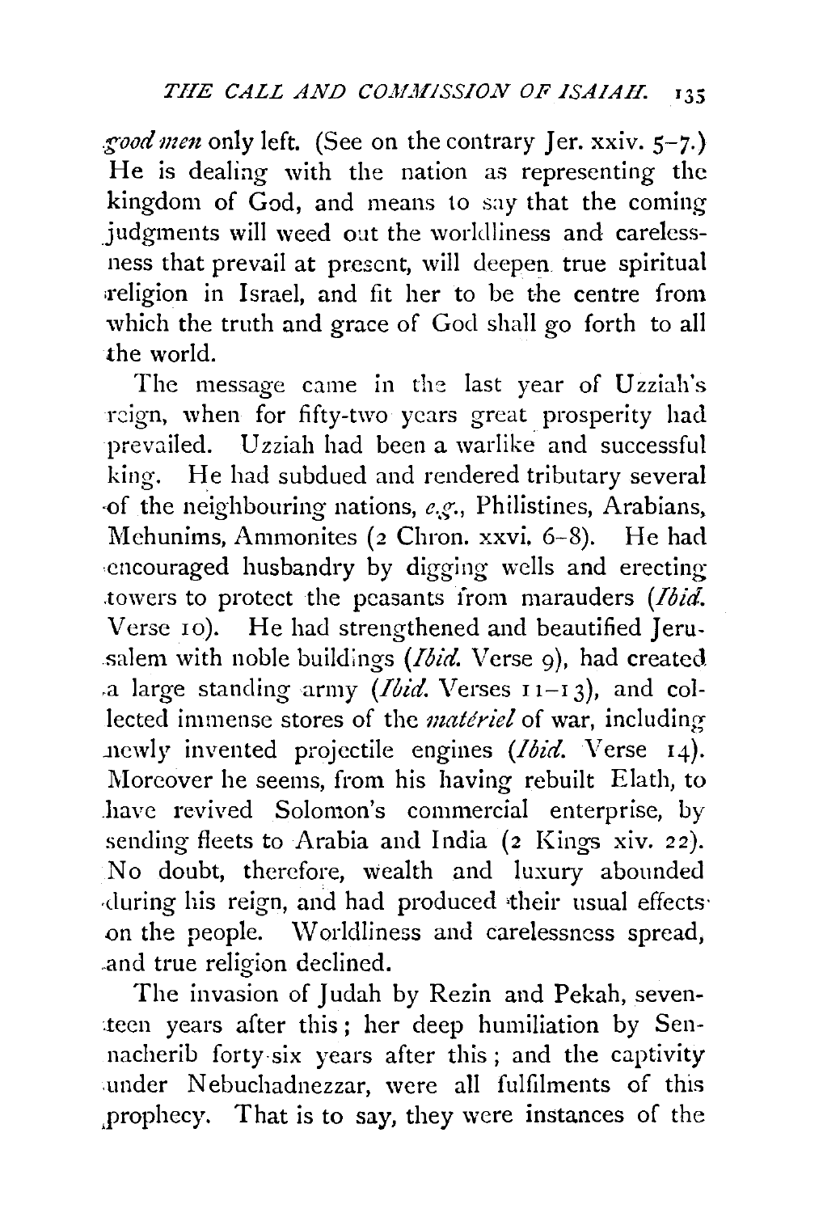*good men* only left. (See on the contrary Jer. xxiv. 5–7.) He is dealing with the nation as representing the kingdom of God, and means to say that the coming judgments will weed out the worldliness and carelessness that prevail at present, will deepen true spiritual religion in Israel, and fit her to be the centre from which the truth and grace of God shall go forth to all the world.

The message came in the last year of Uzziah's reign, when for fifty-two years great prosperity had prevailed. Uzziah had been a warlike and successful king. He had subdued and rendered tributary several of the neighbouring nations, *e.g.*, Philistines, Arabians, Mehunims, Ammonites (2 Chron. xxvi. 6–8). He had encouraged husbandry by digging wells and erecting towers to protect the peasants from marauders (*Ibid.* Verse 10). He had strengthened and beautified Jerusalem with noble buildings (*Ibid.* Verse 9), had created a large standing army (*Ibid.* Verses 11–13), and collected immense stores of the *matériel* of war, including newly invented projectile engines (*Ibid.* Verse 14). Moreover he seems, from his having rebuilt Elath, to have revived Solomon's commercial enterprise, by sending fleets to Arabia and India (2 Kings xiv. 22). No doubt, therefore, wealth and luxury abounded during his reign, and had produced their usual effects on the people. Worldliness and carelessness spread, and true religion declined.

The invasion of Judah by Rezin and Pekah, seventeen years after this; her deep humiliation by Sennacherib forty-six years after this; and the captivity under Nebuchadnezzar, were all fulfilments of this prophecy. That is to say, they were instances of the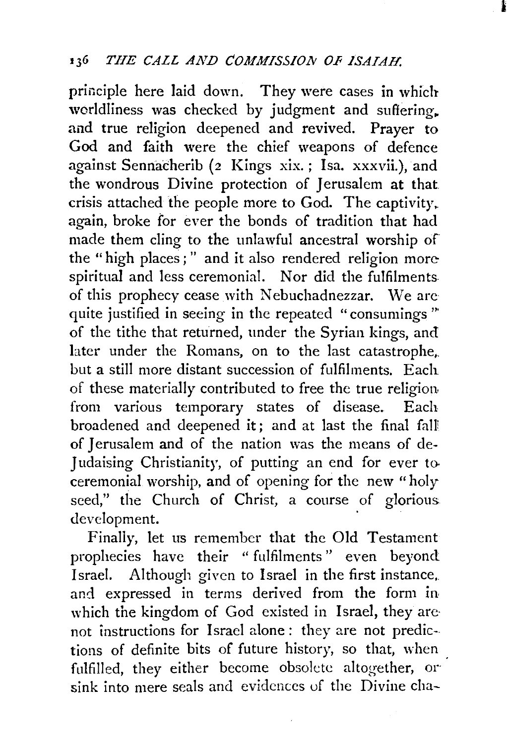principle here laid down. They were cases in which worldliness was checked by judgment and suffering, and true religion deepened and revived. Prayer to God and faith were the chief weapons of defence against Sennacherib (2 Kings xix.; Isa. xxxvii.), and the wondrous Divine protection of Jerusalem at that crisis attached the people more to God. The captivity, again, broke for ever the bonds of tradition that had made them cling to the unlawful ancestral worship of the "high places;" and it also rendered religion more spiritual and less ceremonial. Nor did the fulfilments of this prophecy cease with Nebuchadnezzar. We are quite justified in seeing in the repeated "consumings" of the tithe that returned, under the Syrian kings, and later under the Romans, on to the last catastrophe, but a still more distant succession of fulfilments. Each of these materially contributed to free the true religion from various temporary states of disease. Each broadened and deepened it; and at last the final fall of Jerusalem and of the nation was the means of de-Judaising Christianity, of putting an end for ever to ceremonial worship, and of opening for the new "holy seed," the Church of Christ, a course of glorious development.

Finally, let us remember that the Old Testament prophecies have their "fulfilments" even beyond Israel. Although given to Israel in the first instance, and expressed in terms derived from the form in which the kingdom of God existed in Israel, they are not instructions for Israel alone: they are not predictions of definite bits of future history, so that, when fulfilled, they either become obsolete altogether, or sink into mere seals and evidences of the Divine cha-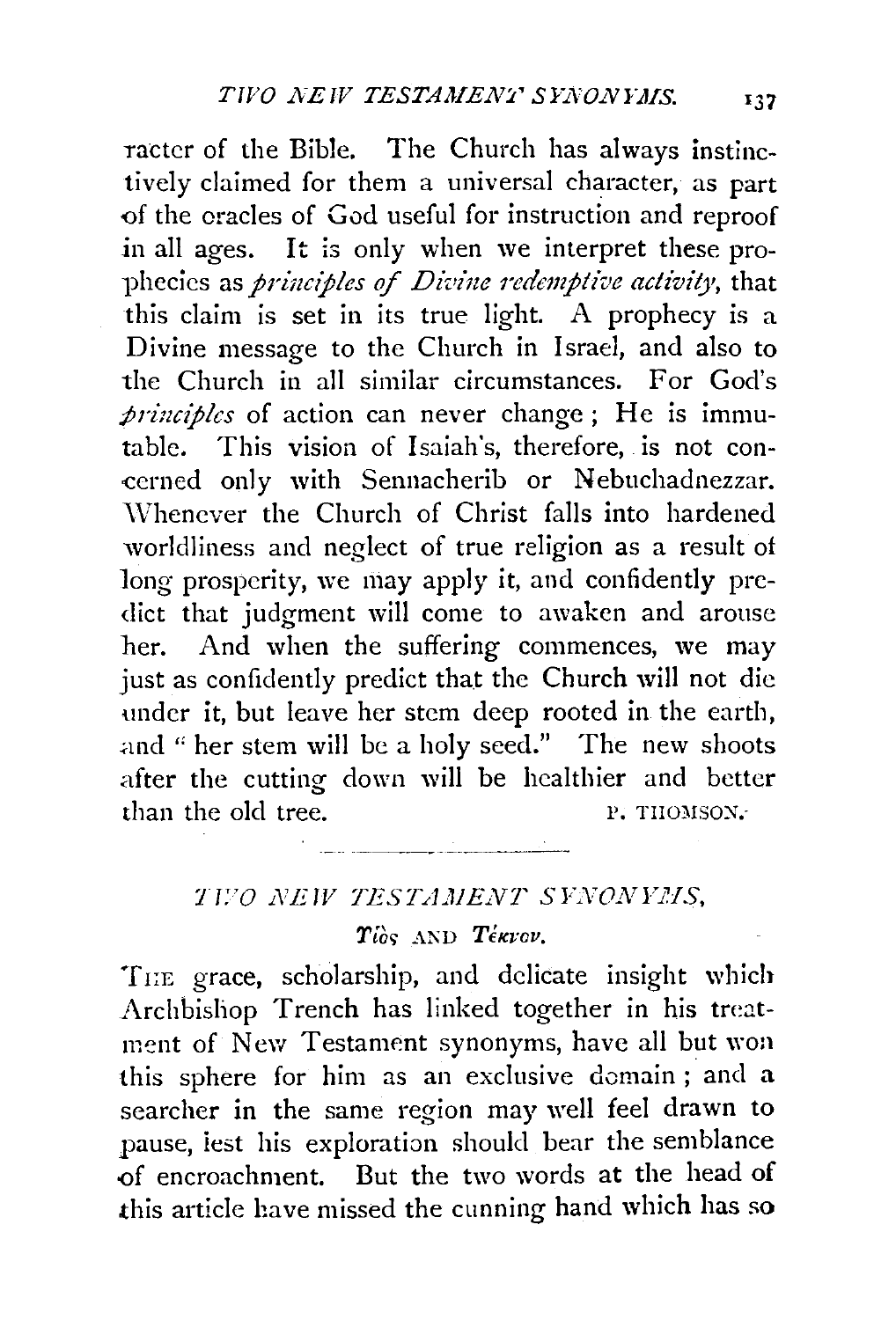racter of the Bible. The Church has always instinctively claimed for them a universal character, as part of the oracles of God useful for instruction and reproof in all ages. It is only when we interpret these prophecies as *principles of Divine redemptive activity*, that this claim is set in its true light. A prophecy is a Divine message to the Church in Israel, and also to the Church in all similar circumstances. For God's *principles* of action can never change; He is immutable. This vision of Isaiah's, therefore, is not concerned only with Sennacherib or Nebuchadnezzar. Whenever the Church of Christ falls into hardened worldliness and neglect of true religion as a result of long prosperity, we may apply it, and confidently predict that judgment will come to awaken and arouse her. And when the suffering commences, we may just as confidently predict that the Church will not die under it, but leave her stem deep rooted in the earth, and "her stem will be a holy seed." The new shoots after the cutting down will be healthier and better than the old tree.

P. THOMSON.

---

## TWO NEW TESTAMENT SYNONYMS,

### Υἱός AND Τέκνον.

THE grace, scholarship, and delicate insight which Archbishop Trench has linked together in his treatment of New Testament synonyms, have all but won this sphere for him as an exclusive domain; and a searcher in the same region may well feel drawn to pause, lest his exploration should bear the semblance of encroachment. But the two words at the head of this article have missed the cunning hand which has so